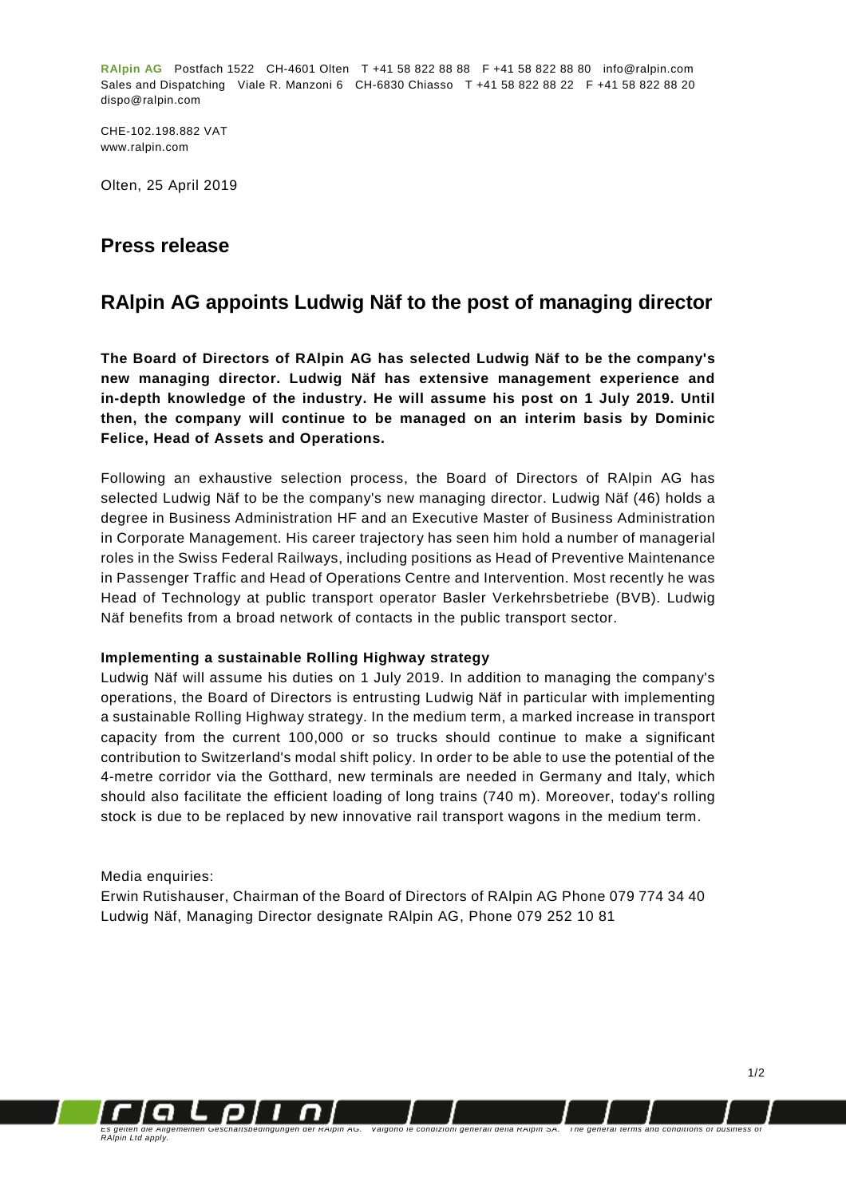**RAlpin AG** Postfach 1522 CH-4601 Olten T +41 58 822 88 88 F +41 58 822 88 80 info@ralpin.com
Sales and Dispatching Viale R. Manzoni 6 CH-6830 Chiasso T +41 58 822 88 22 F +41 58 822 88 20
dispo@ralpin.com

CHE-102.198.882 VAT
www.ralpin.com

Olten, 25 April 2019

## Press release

# RAlpin AG appoints Ludwig Näf to the post of managing director

**The Board of Directors of RAlpin AG has selected Ludwig Näf to be the company's new managing director. Ludwig Näf has extensive management experience and in-depth knowledge of the industry. He will assume his post on 1 July 2019. Until then, the company will continue to be managed on an interim basis by Dominic Felice, Head of Assets and Operations.**

Following an exhaustive selection process, the Board of Directors of RAlpin AG has selected Ludwig Näf to be the company's new managing director. Ludwig Näf (46) holds a degree in Business Administration HF and an Executive Master of Business Administration in Corporate Management. His career trajectory has seen him hold a number of managerial roles in the Swiss Federal Railways, including positions as Head of Preventive Maintenance in Passenger Traffic and Head of Operations Centre and Intervention. Most recently he was Head of Technology at public transport operator Basler Verkehrsbetriebe (BVB). Ludwig Näf benefits from a broad network of contacts in the public transport sector.

**Implementing a sustainable Rolling Highway strategy**

Ludwig Näf will assume his duties on 1 July 2019. In addition to managing the company's operations, the Board of Directors is entrusting Ludwig Näf in particular with implementing a sustainable Rolling Highway strategy. In the medium term, a marked increase in transport capacity from the current 100,000 or so trucks should continue to make a significant contribution to Switzerland's modal shift policy. In order to be able to use the potential of the 4-metre corridor via the Gotthard, new terminals are needed in Germany and Italy, which should also facilitate the efficient loading of long trains (740 m). Moreover, today's rolling stock is due to be replaced by new innovative rail transport wagons in the medium term.

Media enquiries:
Erwin Rutishauser, Chairman of the Board of Directors of RAlpin AG Phone 079 774 34 40
Ludwig Näf, Managing Director designate RAlpin AG, Phone 079 252 10 81

*Es gelten die Allgemeinen Geschäftsbedingungen der RAlpin AG. Valgono le condizioni generali della RAlpin SA. The general terms and conditions of business of RAlpin Ltd apply.*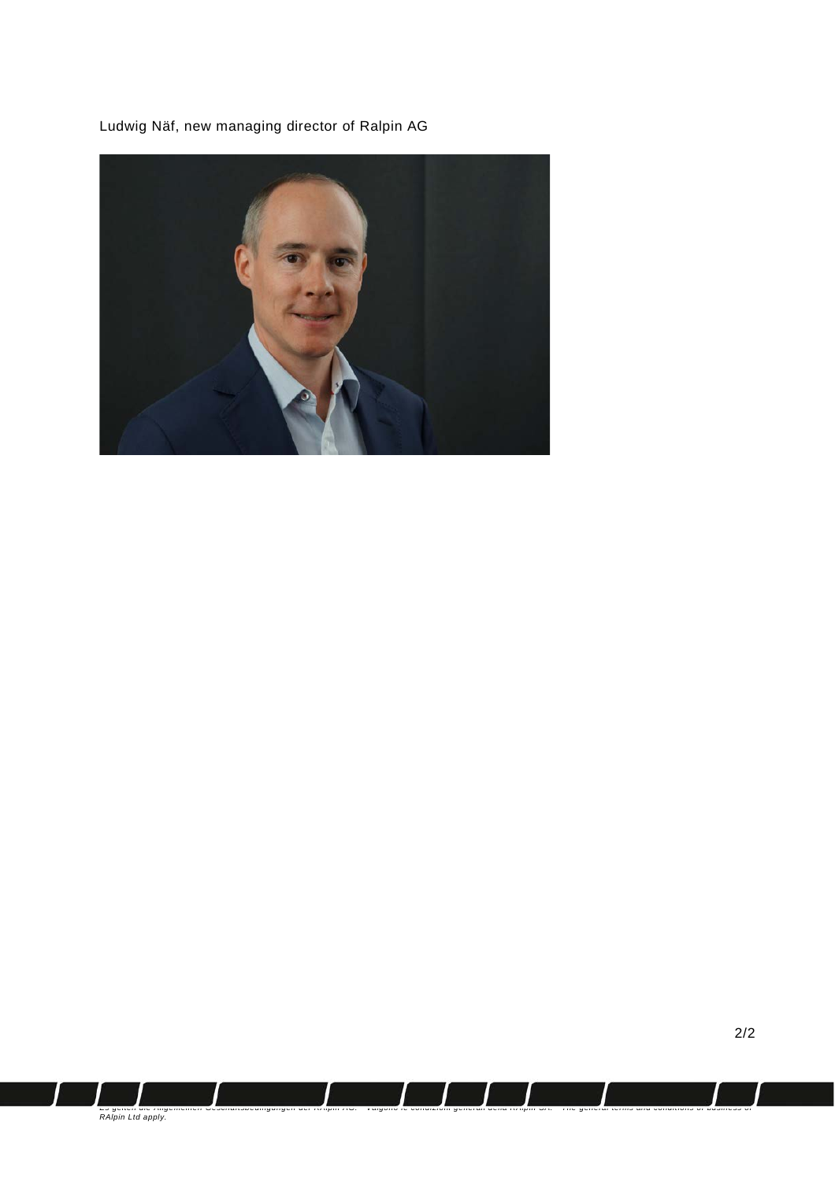Ludwig Näf, new managing director of Ralpin AG